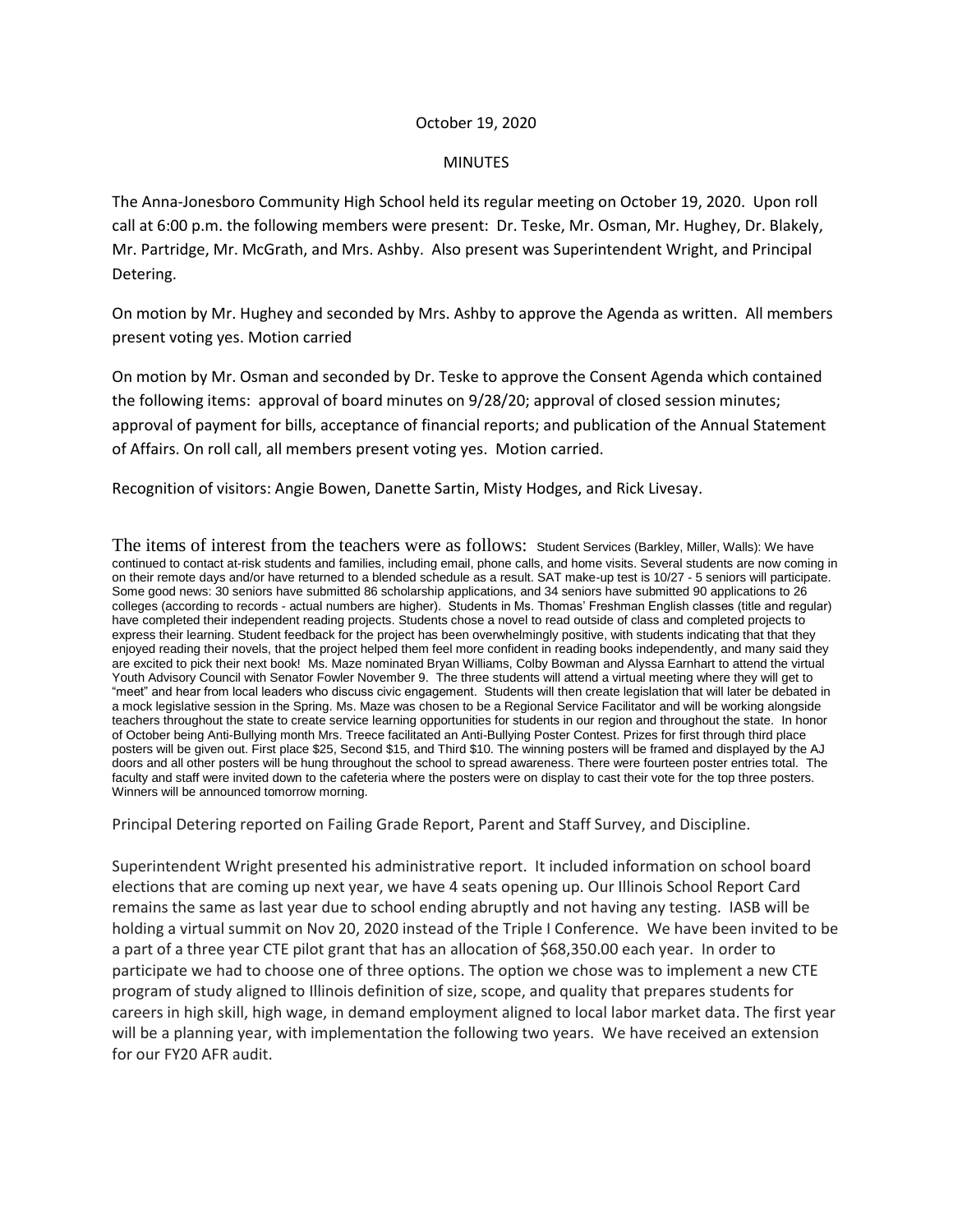October 19, 2020

MINUTES

The Anna-Jonesboro Community High School held its regular meeting on October 19, 2020. Upon roll call at 6:00 p.m. the following members were present: Dr. Teske, Mr. Osman, Mr. Hughey, Dr. Blakely, Mr. Partridge, Mr. McGrath, and Mrs. Ashby. Also present was Superintendent Wright, and Principal Detering.

On motion by Mr. Hughey and seconded by Mrs. Ashby to approve the Agenda as written. All members present voting yes. Motion carried

On motion by Mr. Osman and seconded by Dr. Teske to approve the Consent Agenda which contained the following items: approval of board minutes on 9/28/20; approval of closed session minutes; approval of payment for bills, acceptance of financial reports; and publication of the Annual Statement of Affairs. On roll call, all members present voting yes. Motion carried.

Recognition of visitors: Angie Bowen, Danette Sartin, Misty Hodges, and Rick Livesay.

The items of interest from the teachers were as follows: Student Services (Barkley, Miller, Walls): We have continued to contact at-risk students and families, including email, phone calls, and home visits. Several students are now coming in on their remote days and/or have returned to a blended schedule as a result. SAT make-up test is 10/27 - 5 seniors will participate. Some good news: 30 seniors have submitted 86 scholarship applications, and 34 seniors have submitted 90 applications to 26 colleges (according to records - actual numbers are higher). Students in Ms. Thomas' Freshman English classes (title and regular) have completed their independent reading projects. Students chose a novel to read outside of class and completed projects to express their learning. Student feedback for the project has been overwhelmingly positive, with students indicating that that they enjoyed reading their novels, that the project helped them feel more confident in reading books independently, and many said they are excited to pick their next book! Ms. Maze nominated Bryan Williams, Colby Bowman and Alyssa Earnhart to attend the virtual Youth Advisory Council with Senator Fowler November 9. The three students will attend a virtual meeting where they will get to "meet" and hear from local leaders who discuss civic engagement. Students will then create legislation that will later be debated in a mock legislative session in the Spring. Ms. Maze was chosen to be a Regional Service Facilitator and will be working alongside teachers throughout the state to create service learning opportunities for students in our region and throughout the state. In honor of October being Anti-Bullying month Mrs. Treece facilitated an Anti-Bullying Poster Contest. Prizes for first through third place posters will be given out. First place $25, Second $15, and Third $10. The winning posters will be framed and displayed by the AJ doors and all other posters will be hung throughout the school to spread awareness. There were fourteen poster entries total. The faculty and staff were invited down to the cafeteria where the posters were on display to cast their vote for the top three posters. Winners will be announced tomorrow morning.

Principal Detering reported on Failing Grade Report, Parent and Staff Survey, and Discipline.

Superintendent Wright presented his administrative report. It included information on school board elections that are coming up next year, we have 4 seats opening up. Our Illinois School Report Card remains the same as last year due to school ending abruptly and not having any testing. IASB will be holding a virtual summit on Nov 20, 2020 instead of the Triple I Conference. We have been invited to be a part of a three year CTE pilot grant that has an allocation of $68,350.00 each year. In order to participate we had to choose one of three options. The option we chose was to implement a new CTE program of study aligned to Illinois definition of size, scope, and quality that prepares students for careers in high skill, high wage, in demand employment aligned to local labor market data. The first year will be a planning year, with implementation the following two years. We have received an extension for our FY20 AFR audit.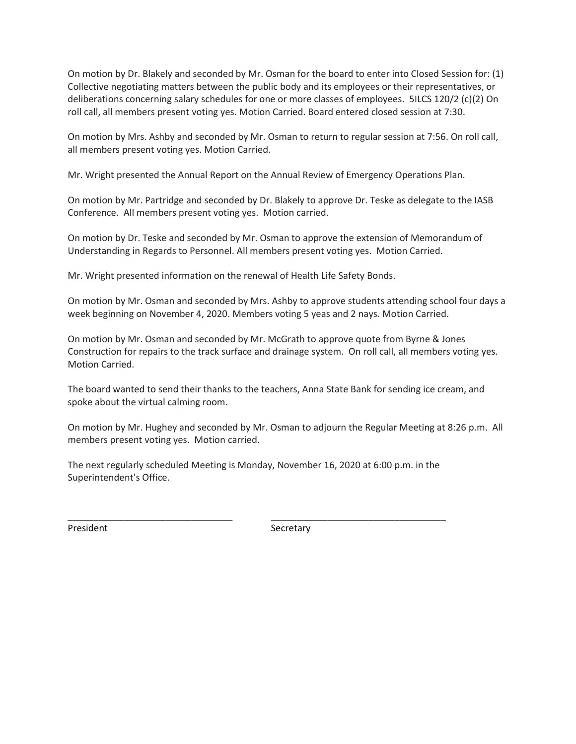On motion by Dr. Blakely and seconded by Mr. Osman for the board to enter into Closed Session for: (1) Collective negotiating matters between the public body and its employees or their representatives, or deliberations concerning salary schedules for one or more classes of employees. 5ILCS 120/2 (c)(2) On roll call, all members present voting yes. Motion Carried. Board entered closed session at 7:30.

On motion by Mrs. Ashby and seconded by Mr. Osman to return to regular session at 7:56. On roll call, all members present voting yes. Motion Carried.

Mr. Wright presented the Annual Report on the Annual Review of Emergency Operations Plan.

On motion by Mr. Partridge and seconded by Dr. Blakely to approve Dr. Teske as delegate to the IASB Conference. All members present voting yes. Motion carried.

On motion by Dr. Teske and seconded by Mr. Osman to approve the extension of Memorandum of Understanding in Regards to Personnel. All members present voting yes. Motion Carried.

Mr. Wright presented information on the renewal of Health Life Safety Bonds.

On motion by Mr. Osman and seconded by Mrs. Ashby to approve students attending school four days a week beginning on November 4, 2020. Members voting 5 yeas and 2 nays. Motion Carried.

On motion by Mr. Osman and seconded by Mr. McGrath to approve quote from Byrne & Jones Construction for repairs to the track surface and drainage system. On roll call, all members voting yes. Motion Carried.

The board wanted to send their thanks to the teachers, Anna State Bank for sending ice cream, and spoke about the virtual calming room.

On motion by Mr. Hughey and seconded by Mr. Osman to adjourn the Regular Meeting at 8:26 p.m. All members present voting yes. Motion carried.

The next regularly scheduled Meeting is Monday, November 16, 2020 at 6:00 p.m. in the Superintendent's Office.

\_\_\_\_\_\_\_\_\_\_\_\_\_\_\_\_\_\_\_\_\_\_\_\_\_\_\_\_\_\_\_\_ \_\_\_\_\_\_\_\_\_\_\_\_\_\_\_\_\_\_\_\_\_\_\_\_\_\_\_\_\_\_\_\_\_\_

President Secretary